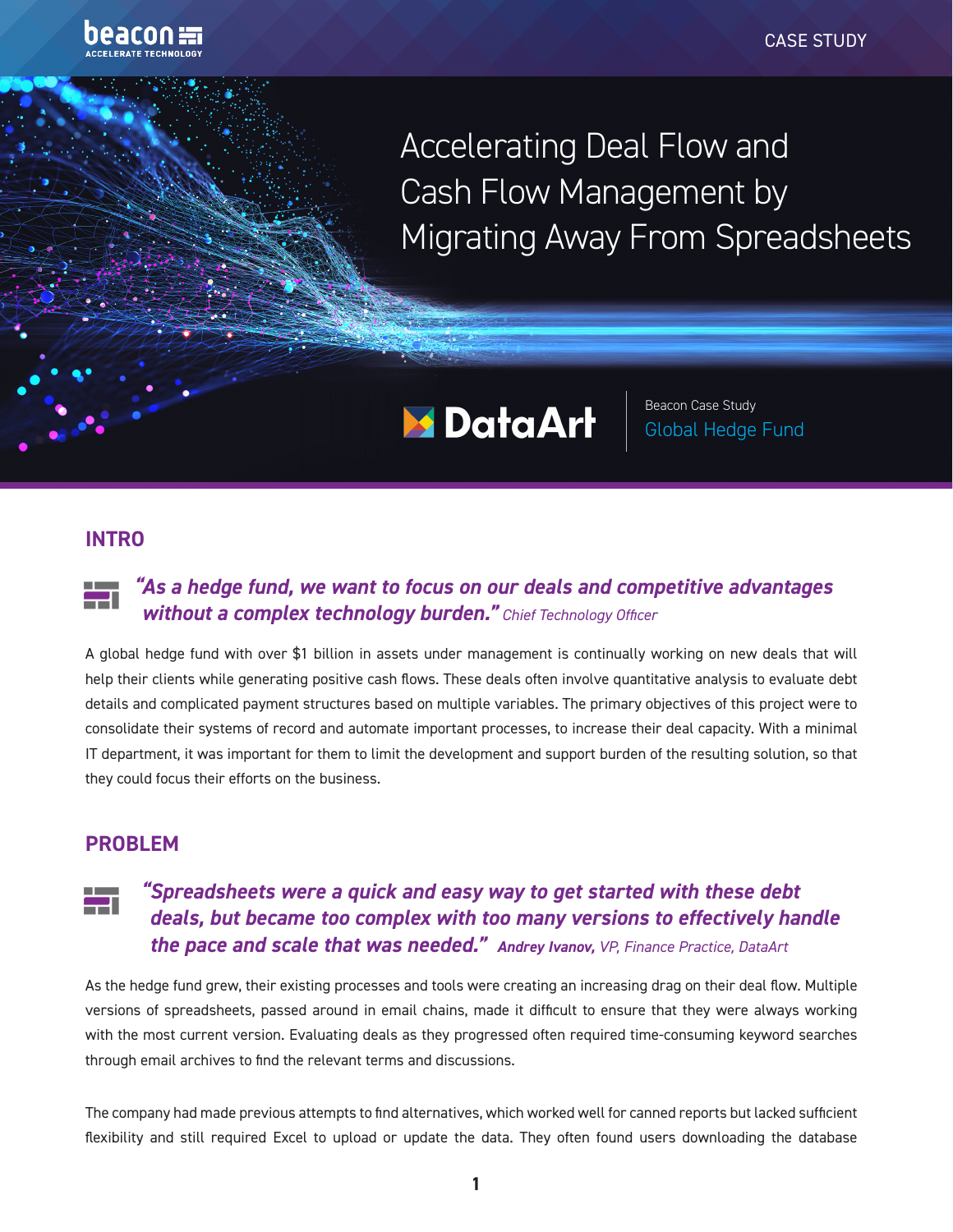beacon
ACCELERATE TECHNOLOGY

CASE STUDY

# Accelerating Deal Flow and Cash Flow Management by Migrating Away From Spreadsheets

DataArt

Beacon Case Study
Global Hedge Fund

## INTRO

***"As a hedge fund, we want to focus on our deals and competitive advantages without a complex technology burden."*** *Chief Technology Officer*

A global hedge fund with over $1 billion in assets under management is continually working on new deals that will help their clients while generating positive cash flows. These deals often involve quantitative analysis to evaluate debt details and complicated payment structures based on multiple variables. The primary objectives of this project were to consolidate their systems of record and automate important processes, to increase their deal capacity. With a minimal IT department, it was important for them to limit the development and support burden of the resulting solution, so that they could focus their efforts on the business.

## PROBLEM

***"Spreadsheets were a quick and easy way to get started with these debt deals, but became too complex with too many versions to effectively handle the pace and scale that was needed."*** ***Andrey Ivanov,*** *VP, Finance Practice, DataArt*

As the hedge fund grew, their existing processes and tools were creating an increasing drag on their deal flow. Multiple versions of spreadsheets, passed around in email chains, made it difficult to ensure that they were always working with the most current version. Evaluating deals as they progressed often required time-consuming keyword searches through email archives to find the relevant terms and discussions.

The company had made previous attempts to find alternatives, which worked well for canned reports but lacked sufficient flexibility and still required Excel to upload or update the data. They often found users downloading the database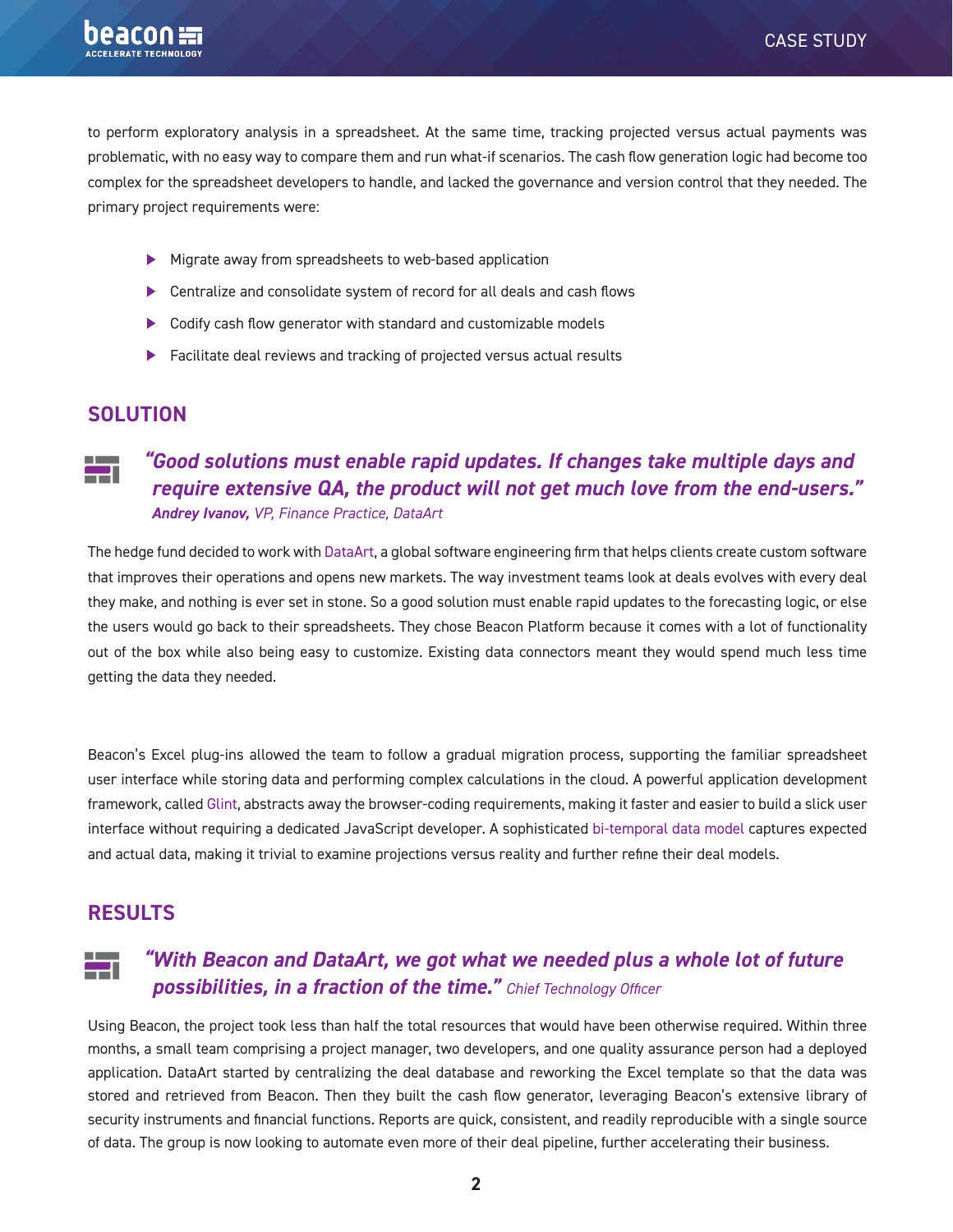to perform exploratory analysis in a spreadsheet. At the same time, tracking projected versus actual payments was problematic, with no easy way to compare them and run what-if scenarios. The cash flow generation logic had become too complex for the spreadsheet developers to handle, and lacked the governance and version control that they needed. The primary project requirements were:

- Migrate away from spreadsheets to web-based application
- Centralize and consolidate system of record for all deals and cash flows
- Codify cash flow generator with standard and customizable models
- Facilitate deal reviews and tracking of projected versus actual results

## SOLUTION

> ***"Good solutions must enable rapid updates. If changes take multiple days and require extensive QA, the product will not get much love from the end-users."***
> ***Andrey Ivanov,*** *VP, Finance Practice, DataArt*

The hedge fund decided to work with DataArt, a global software engineering firm that helps clients create custom software that improves their operations and opens new markets. The way investment teams look at deals evolves with every deal they make, and nothing is ever set in stone. So a good solution must enable rapid updates to the forecasting logic, or else the users would go back to their spreadsheets. They chose Beacon Platform because it comes with a lot of functionality out of the box while also being easy to customize. Existing data connectors meant they would spend much less time getting the data they needed.

Beacon's Excel plug-ins allowed the team to follow a gradual migration process, supporting the familiar spreadsheet user interface while storing data and performing complex calculations in the cloud. A powerful application development framework, called Glint, abstracts away the browser-coding requirements, making it faster and easier to build a slick user interface without requiring a dedicated JavaScript developer. A sophisticated bi-temporal data model captures expected and actual data, making it trivial to examine projections versus reality and further refine their deal models.

## RESULTS

> ***"With Beacon and DataArt, we got what we needed plus a whole lot of future possibilities, in a fraction of the time."*** *Chief Technology Officer*

Using Beacon, the project took less than half the total resources that would have been otherwise required. Within three months, a small team comprising a project manager, two developers, and one quality assurance person had a deployed application. DataArt started by centralizing the deal database and reworking the Excel template so that the data was stored and retrieved from Beacon. Then they built the cash flow generator, leveraging Beacon's extensive library of security instruments and financial functions. Reports are quick, consistent, and readily reproducible with a single source of data. The group is now looking to automate even more of their deal pipeline, further accelerating their business.